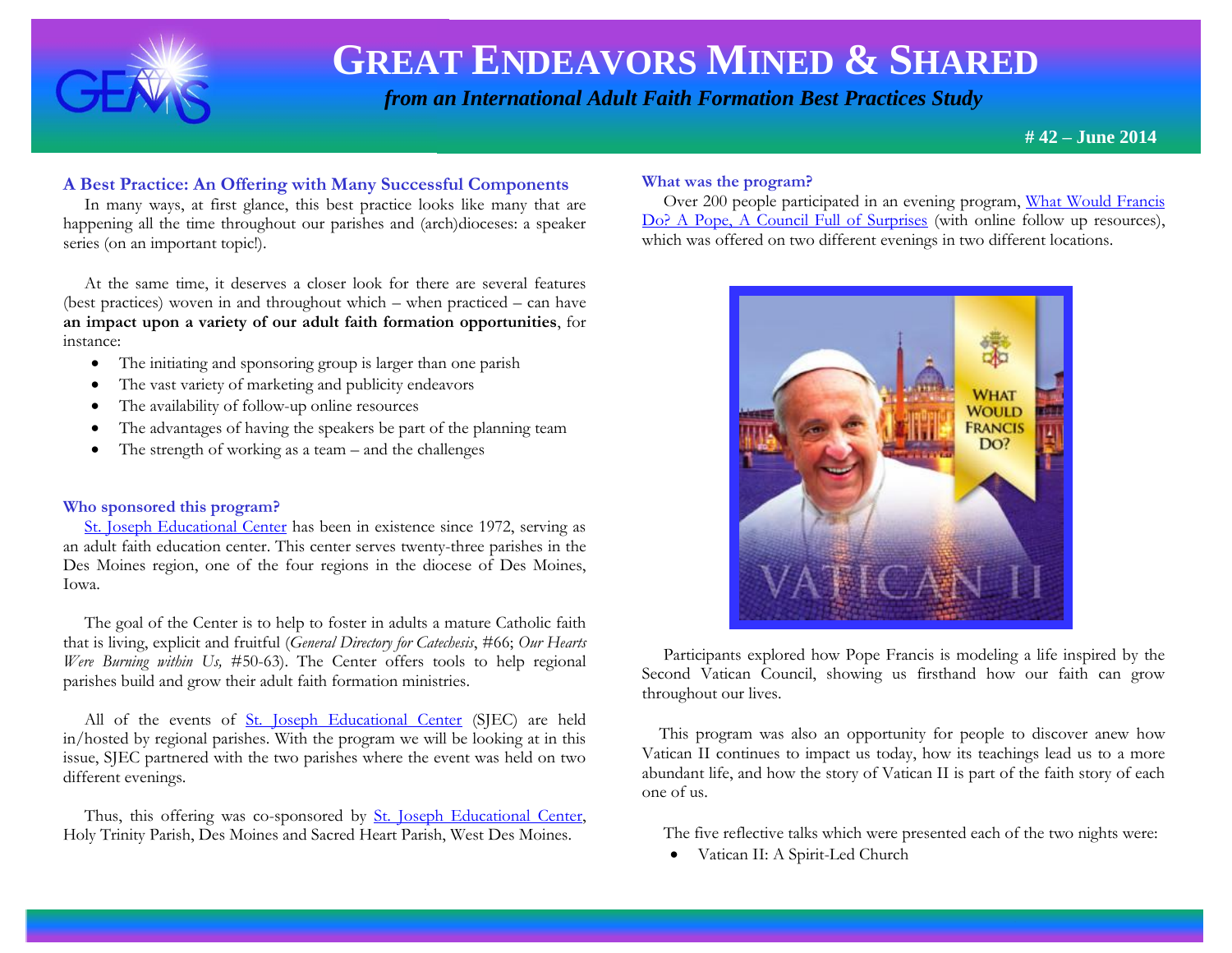# GREAT ENDEAVORS MINED & SHARED

*from an International Adult Faith Formation Best Practices Study*

**# 42 – June 2014**

### A Best Practice: An Offering with Many Successful Components

In many ways, at first glance, this best practice looks like many that are happening all the time throughout our parishes and (arch)dioceses: a speaker series (on an important topic!).

At the same time, it deserves a closer look for there are several features (best practices) woven in and throughout which – when practiced – can have **an impact upon a variety of our adult faith formation opportunities**, for instance:

- The initiating and sponsoring group is larger than one parish
- The vast variety of marketing and publicity endeavors
- The availability of follow-up online resources
- The advantages of having the speakers be part of the planning team
- The strength of working as a team – and the challenges

### Who sponsored this program?

St. Joseph Educational Center has been in existence since 1972, serving as an adult faith education center. This center serves twenty-three parishes in the Des Moines region, one of the four regions in the diocese of Des Moines, Iowa.

The goal of the Center is to help to foster in adults a mature Catholic faith that is living, explicit and fruitful (*General Directory for Catechesis*, #66; *Our Hearts Were Burning within Us,* #50-63). The Center offers tools to help regional parishes build and grow their adult faith formation ministries.

All of the events of St. Joseph Educational Center (SJEC) are held in/hosted by regional parishes. With the program we will be looking at in this issue, SJEC partnered with the two parishes where the event was held on two different evenings.

Thus, this offering was co-sponsored by St. Joseph Educational Center, Holy Trinity Parish, Des Moines and Sacred Heart Parish, West Des Moines.

### What was the program?

Over 200 people participated in an evening program, What Would Francis Do? A Pope, A Council Full of Surprises (with online follow up resources), which was offered on two different evenings in two different locations.

Participants explored how Pope Francis is modeling a life inspired by the Second Vatican Council, showing us firsthand how our faith can grow throughout our lives.

This program was also an opportunity for people to discover anew how Vatican II continues to impact us today, how its teachings lead us to a more abundant life, and how the story of Vatican II is part of the faith story of each one of us.

The five reflective talks which were presented each of the two nights were:

- Vatican II: A Spirit-Led Church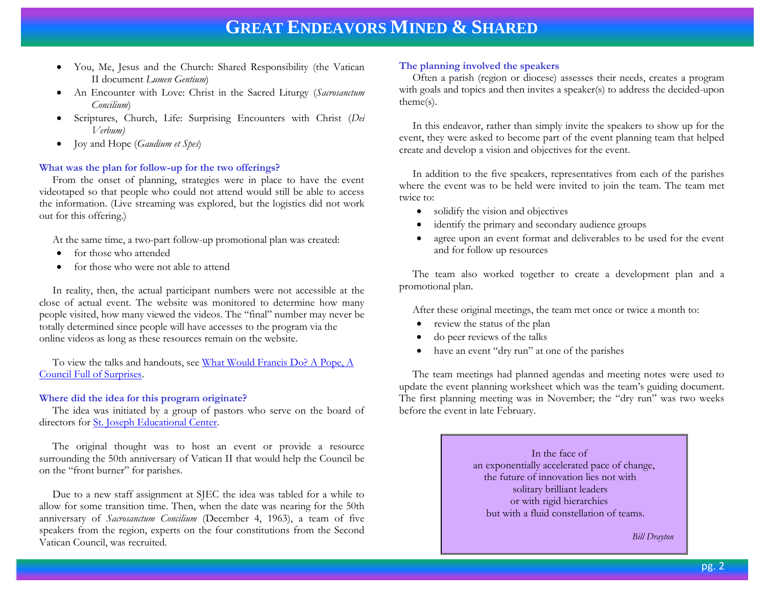- You, Me, Jesus and the Church: Shared Responsibility (the Vatican II document *Lumen Gentium*)
- An Encounter with Love: Christ in the Sacred Liturgy (*Sacrosanctum Concilium*)
- Scriptures, Church, Life: Surprising Encounters with Christ (*Dei Verbum)*
- Joy and Hope (*Gaudium et Spes*)

**What was the plan for follow-up for the two offerings?**

From the onset of planning, strategies were in place to have the event videotaped so that people who could not attend would still be able to access the information. (Live streaming was explored, but the logistics did not work out for this offering.)

At the same time, a two-part follow-up promotional plan was created:

- for those who attended
- for those who were not able to attend

In reality, then, the actual participant numbers were not accessible at the close of actual event. The website was monitored to determine how many people visited, how many viewed the videos. The "final" number may never be totally determined since people will have accesses to the program via the online videos as long as these resources remain on the website.

To view the talks and handouts, see [What Would Francis Do? A Pope, A Council Full of Surprises](#).

**Where did the idea for this program originate?**

The idea was initiated by a group of pastors who serve on the board of directors for [St. Joseph Educational Center](#).

The original thought was to host an event or provide a resource surrounding the 50th anniversary of Vatican II that would help the Council be on the "front burner" for parishes.

Due to a new staff assignment at SJEC the idea was tabled for a while to allow for some transition time. Then, when the date was nearing for the 50th anniversary of *Sacrosanctum Concilium* (December 4, 1963), a team of five speakers from the region, experts on the four constitutions from the Second Vatican Council, was recruited.

**The planning involved the speakers**

Often a parish (region or diocese) assesses their needs, creates a program with goals and topics and then invites a speaker(s) to address the decided-upon theme(s).

In this endeavor, rather than simply invite the speakers to show up for the event, they were asked to become part of the event planning team that helped create and develop a vision and objectives for the event.

In addition to the five speakers, representatives from each of the parishes where the event was to be held were invited to join the team. The team met twice to:

- solidify the vision and objectives
- identify the primary and secondary audience groups
- agree upon an event format and deliverables to be used for the event and for follow up resources

The team also worked together to create a development plan and a promotional plan.

After these original meetings, the team met once or twice a month to:

- review the status of the plan
- do peer reviews of the talks
- have an event "dry run" at one of the parishes

The team meetings had planned agendas and meeting notes were used to update the event planning worksheet which was the team's guiding document. The first planning meeting was in November; the "dry run" was two weeks before the event in late February.

> In the face of
> an exponentially accelerated pace of change,
> the future of innovation lies not with
> solitary brilliant leaders
> or with rigid hierarchies
> but with a fluid constellation of teams.
>
> *Bill Drayton*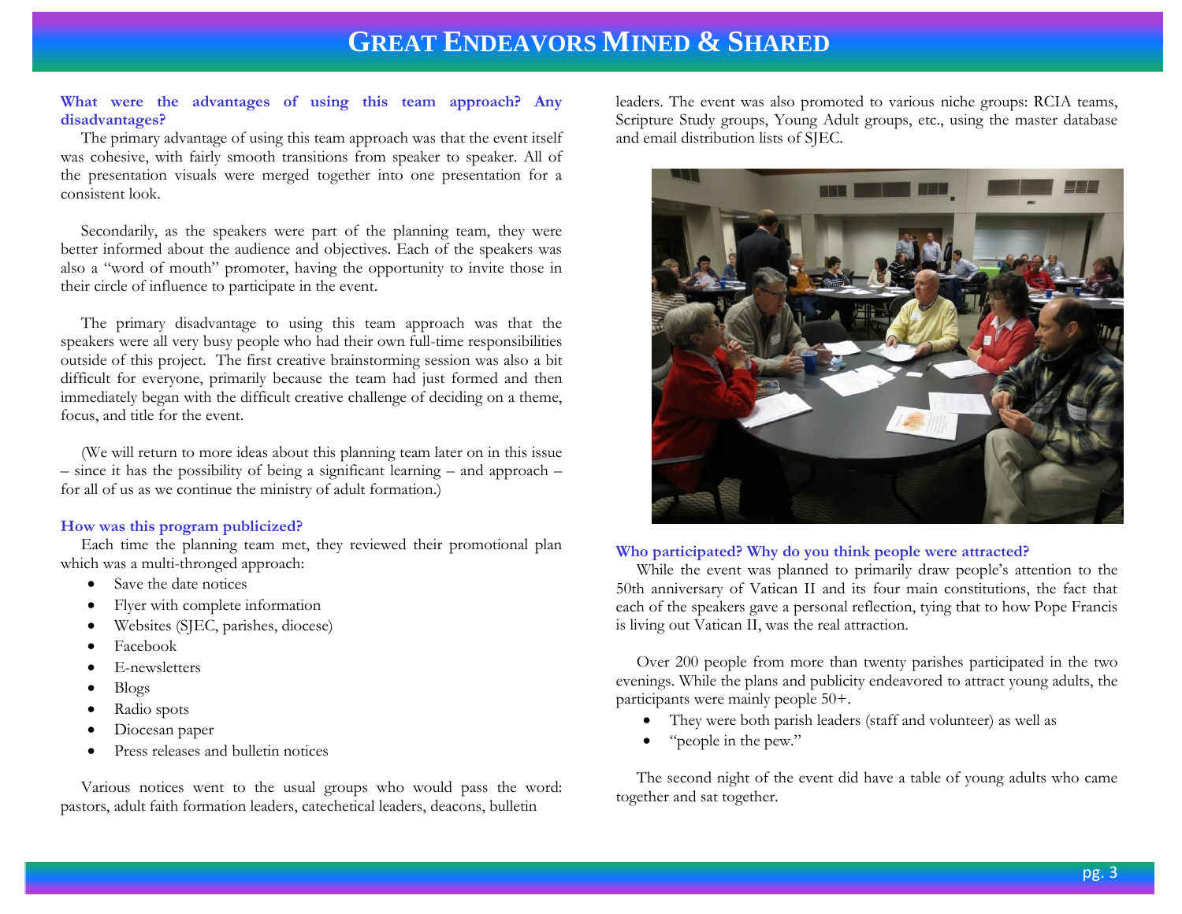**What were the advantages of using this team approach? Any disadvantages?**

The primary advantage of using this team approach was that the event itself was cohesive, with fairly smooth transitions from speaker to speaker. All of the presentation visuals were merged together into one presentation for a consistent look.

Secondarily, as the speakers were part of the planning team, they were better informed about the audience and objectives. Each of the speakers was also a "word of mouth" promoter, having the opportunity to invite those in their circle of influence to participate in the event.

The primary disadvantage to using this team approach was that the speakers were all very busy people who had their own full-time responsibilities outside of this project. The first creative brainstorming session was also a bit difficult for everyone, primarily because the team had just formed and then immediately began with the difficult creative challenge of deciding on a theme, focus, and title for the event.

(We will return to more ideas about this planning team later on in this issue – since it has the possibility of being a significant learning – and approach – for all of us as we continue the ministry of adult formation.)

**How was this program publicized?**

Each time the planning team met, they reviewed their promotional plan which was a multi-thronged approach:

- Save the date notices
- Flyer with complete information
- Websites (SJEC, parishes, diocese)
- Facebook
- E-newsletters
- Blogs
- Radio spots
- Diocesan paper
- Press releases and bulletin notices

Various notices went to the usual groups who would pass the word: pastors, adult faith formation leaders, catechetical leaders, deacons, bulletin leaders. The event was also promoted to various niche groups: RCIA teams, Scripture Study groups, Young Adult groups, etc., using the master database and email distribution lists of SJEC.

**Who participated? Why do you think people were attracted?**

While the event was planned to primarily draw people's attention to the 50th anniversary of Vatican II and its four main constitutions, the fact that each of the speakers gave a personal reflection, tying that to how Pope Francis is living out Vatican II, was the real attraction.

Over 200 people from more than twenty parishes participated in the two evenings. While the plans and publicity endeavored to attract young adults, the participants were mainly people 50+.

- They were both parish leaders (staff and volunteer) as well as
- "people in the pew."

The second night of the event did have a table of young adults who came together and sat together.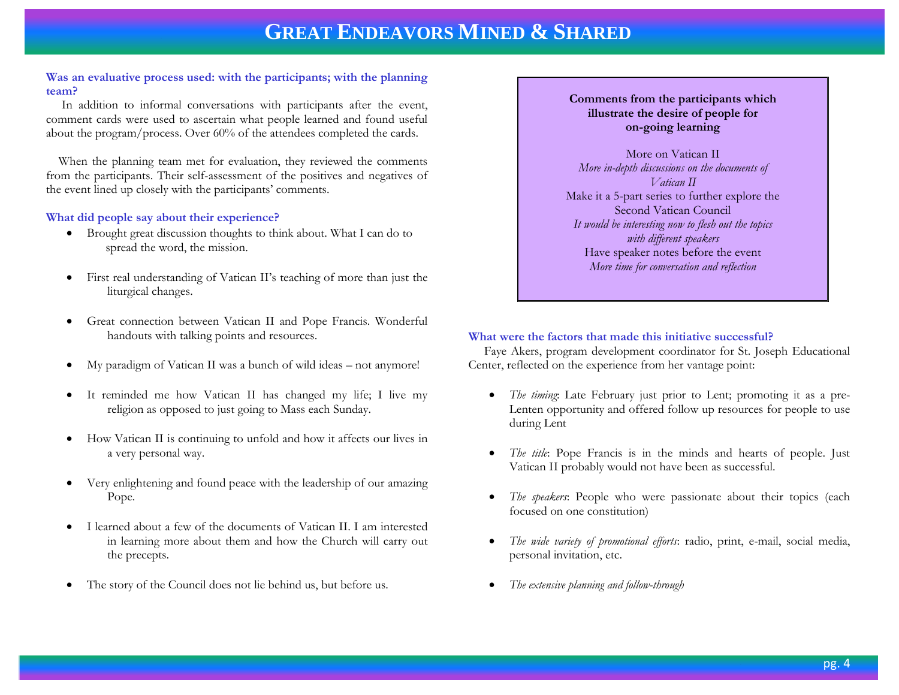# Great Endeavors Mined & Shared

### Was an evaluative process used: with the participants; with the planning team?

In addition to informal conversations with participants after the event, comment cards were used to ascertain what people learned and found useful about the program/process. Over 60% of the attendees completed the cards.

When the planning team met for evaluation, they reviewed the comments from the participants. Their self-assessment of the positives and negatives of the event lined up closely with the participants' comments.

### What did people say about their experience?

- Brought great discussion thoughts to think about. What I can do to spread the word, the mission.
- First real understanding of Vatican II's teaching of more than just the liturgical changes.
- Great connection between Vatican II and Pope Francis. Wonderful handouts with talking points and resources.
- My paradigm of Vatican II was a bunch of wild ideas – not anymore!
- It reminded me how Vatican II has changed my life; I live my religion as opposed to just going to Mass each Sunday.
- How Vatican II is continuing to unfold and how it affects our lives in a very personal way.
- Very enlightening and found peace with the leadership of our amazing Pope.
- I learned about a few of the documents of Vatican II. I am interested in learning more about them and how the Church will carry out the precepts.
- The story of the Council does not lie behind us, but before us.

**Comments from the participants which illustrate the desire of people for on-going learning**

More on Vatican II

*More in-depth discussions on the documents of Vatican II*

Make it a 5-part series to further explore the Second Vatican Council

*It would be interesting now to flesh out the topics with different speakers*

Have speaker notes before the event

*More time for conversation and reflection*

### What were the factors that made this initiative successful?

Faye Akers, program development coordinator for St. Joseph Educational Center, reflected on the experience from her vantage point:

- *The timing*: Late February just prior to Lent; promoting it as a pre-Lenten opportunity and offered follow up resources for people to use during Lent
- *The title*: Pope Francis is in the minds and hearts of people. Just Vatican II probably would not have been as successful.
- *The speakers*: People who were passionate about their topics (each focused on one constitution)
- *The wide variety of promotional efforts*: radio, print, e-mail, social media, personal invitation, etc.
- *The extensive planning and follow-through*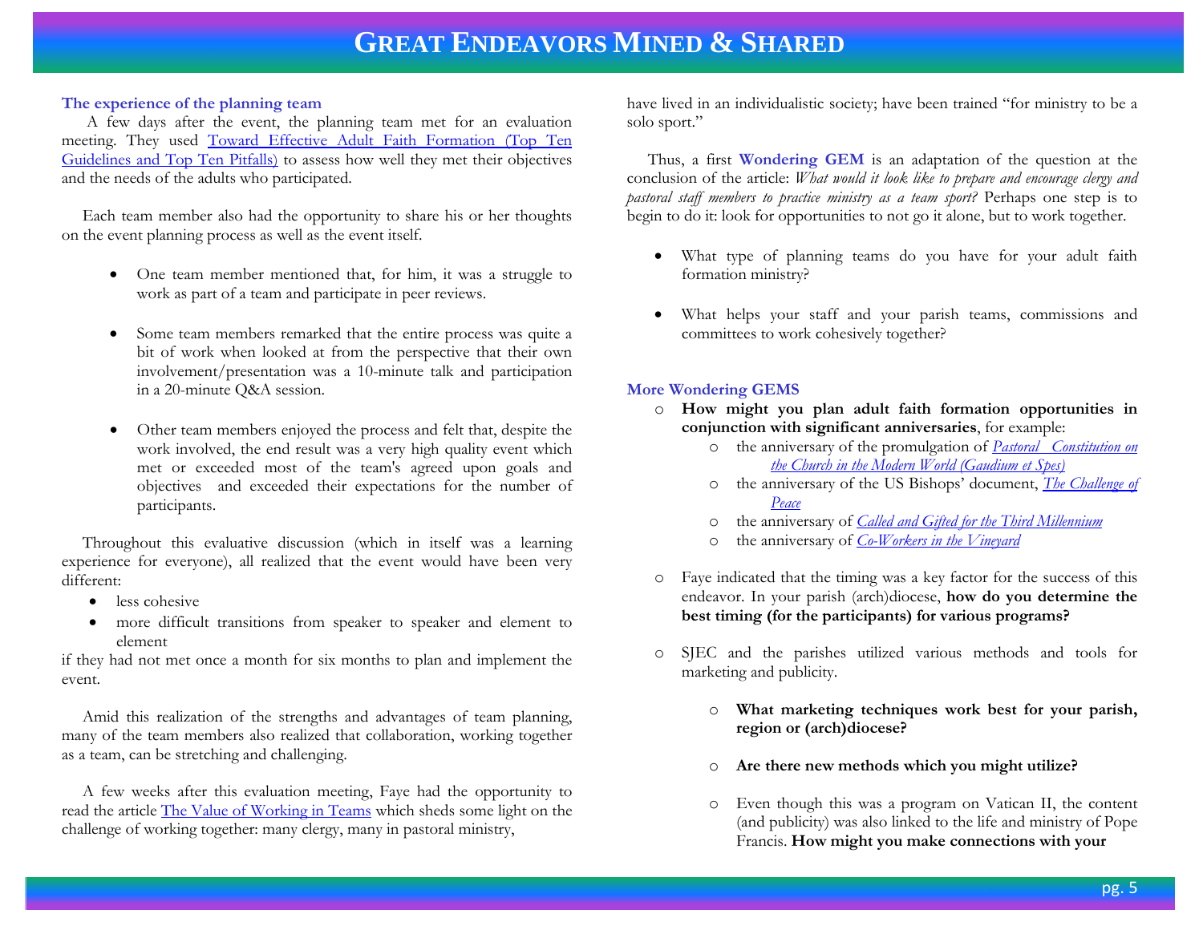### The experience of the planning team

A few days after the event, the planning team met for an evaluation meeting. They used Toward Effective Adult Faith Formation (Top Ten Guidelines and Top Ten Pitfalls) to assess how well they met their objectives and the needs of the adults who participated.

Each team member also had the opportunity to share his or her thoughts on the event planning process as well as the event itself.

- One team member mentioned that, for him, it was a struggle to work as part of a team and participate in peer reviews.
- Some team members remarked that the entire process was quite a bit of work when looked at from the perspective that their own involvement/presentation was a 10-minute talk and participation in a 20-minute Q&A session.
- Other team members enjoyed the process and felt that, despite the work involved, the end result was a very high quality event which met or exceeded most of the team's agreed upon goals and objectives and exceeded their expectations for the number of participants.

Throughout this evaluative discussion (which in itself was a learning experience for everyone), all realized that the event would have been very different:

- less cohesive
- more difficult transitions from speaker to speaker and element to element

if they had not met once a month for six months to plan and implement the event.

Amid this realization of the strengths and advantages of team planning, many of the team members also realized that collaboration, working together as a team, can be stretching and challenging.

A few weeks after this evaluation meeting, Faye had the opportunity to read the article The Value of Working in Teams which sheds some light on the challenge of working together: many clergy, many in pastoral ministry, have lived in an individualistic society; have been trained "for ministry to be a solo sport."

Thus, a first **Wondering GEM** is an adaptation of the question at the conclusion of the article: *What would it look like to prepare and encourage clergy and pastoral staff members to practice ministry as a team sport?* Perhaps one step is to begin to do it: look for opportunities to not go it alone, but to work together.

- What type of planning teams do you have for your adult faith formation ministry?
- What helps your staff and your parish teams, commissions and committees to work cohesively together?

### More Wondering GEMS

- **How might you plan adult faith formation opportunities in conjunction with significant anniversaries**, for example:
  - the anniversary of the promulgation of *Pastoral Constitution on the Church in the Modern World (Gaudium et Spes)*
  - the anniversary of the US Bishops' document, *The Challenge of Peace*
  - the anniversary of *Called and Gifted for the Third Millennium*
  - the anniversary of *Co-Workers in the Vineyard*
- Faye indicated that the timing was a key factor for the success of this endeavor. In your parish (arch)diocese, **how do you determine the best timing (for the participants) for various programs?**
- SJEC and the parishes utilized various methods and tools for marketing and publicity.
  - **What marketing techniques work best for your parish, region or (arch)diocese?**
  - **Are there new methods which you might utilize?**
  - Even though this was a program on Vatican II, the content (and publicity) was also linked to the life and ministry of Pope Francis. **How might you make connections with your**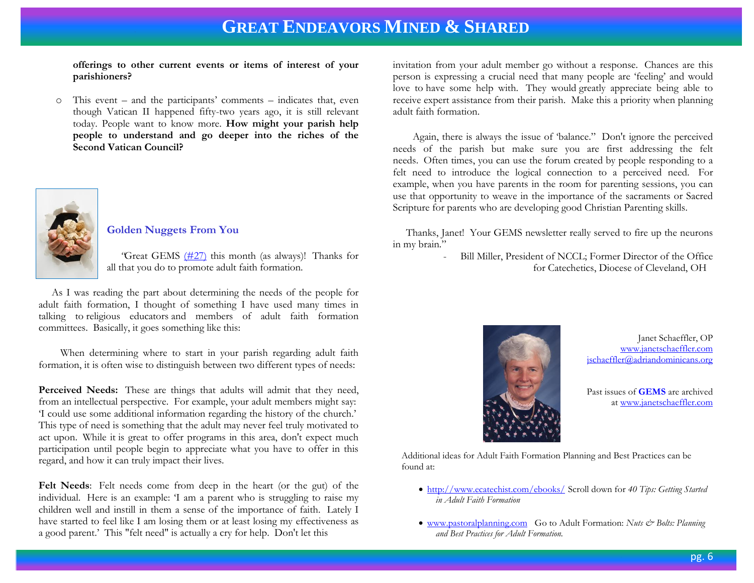**offerings to other current events or items of interest of your parishioners?**

- This event – and the participants' comments – indicates that, even though Vatican II happened fifty-two years ago, it is still relevant today. People want to know more. **How might your parish help people to understand and go deeper into the riches of the Second Vatican Council?**

### Golden Nuggets From You

"Great GEMS (#27) this month (as always)! Thanks for all that you do to promote adult faith formation.

As I was reading the part about determining the needs of the people for adult faith formation, I thought of something I have used many times in talking to religious educators and members of adult faith formation committees. Basically, it goes something like this:

When determining where to start in your parish regarding adult faith formation, it is often wise to distinguish between two different types of needs:

**Perceived Needs:** These are things that adults will admit that they need, from an intellectual perspective. For example, your adult members might say: 'I could use some additional information regarding the history of the church.' This type of need is something that the adult may never feel truly motivated to act upon. While it is great to offer programs in this area, don't expect much participation until people begin to appreciate what you have to offer in this regard, and how it can truly impact their lives.

**Felt Needs**: Felt needs come from deep in the heart (or the gut) of the individual. Here is an example: 'I am a parent who is struggling to raise my children well and instill in them a sense of the importance of faith. Lately I have started to feel like I am losing them or at least losing my effectiveness as a good parent.' This "felt need" is actually a cry for help. Don't let this invitation from your adult member go without a response. Chances are this person is expressing a crucial need that many people are 'feeling' and would love to have some help with. They would greatly appreciate being able to receive expert assistance from their parish. Make this a priority when planning adult faith formation.

Again, there is always the issue of 'balance." Don't ignore the perceived needs of the parish but make sure you are first addressing the felt needs. Often times, you can use the forum created by people responding to a felt need to introduce the logical connection to a perceived need. For example, when you have parents in the room for parenting sessions, you can use that opportunity to weave in the importance of the sacraments or Sacred Scripture for parents who are developing good Christian Parenting skills.

Thanks, Janet! Your GEMS newsletter really served to fire up the neurons in my brain."

- Bill Miller, President of NCCL; Former Director of the Office for Catechetics, Diocese of Cleveland, OH

Janet Schaeffler, OP
www.janetschaeffler.com
jschaeffler@adriandominicans.org

Past issues of **GEMS** are archived at www.janetschaeffler.com

Additional ideas for Adult Faith Formation Planning and Best Practices can be found at:

- http://www.ecatechist.com/ebooks/ Scroll down for *40 Tips: Getting Started in Adult Faith Formation*
- www.pastoralplanning.com Go to Adult Formation: *Nuts & Bolts: Planning and Best Practices for Adult Formation.*